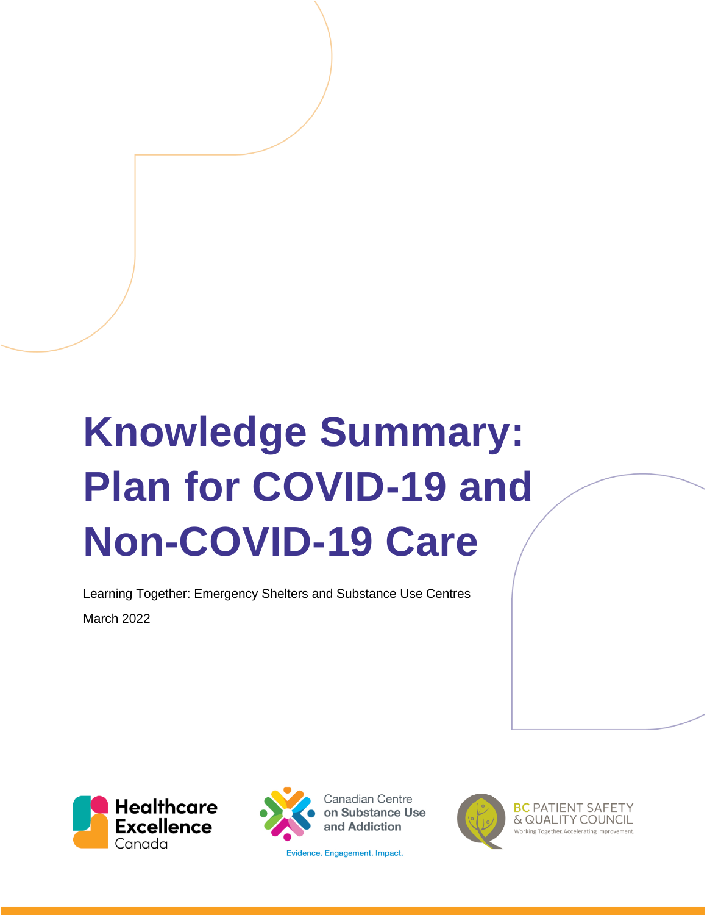# Knowledge Summary: Plan for COVID-19 and Non-COVID-19 Care

Learning Together: Emergency Shelters and Substance Use Centres

March 2022

Healthcare Excellence Canada

Canadian Centre on Substance Use and Addiction

Evidence. Engagement. Impact.

BC PATIENT SAFETY & QUALITY COUNCIL

Working Together. Accelerating Improvement.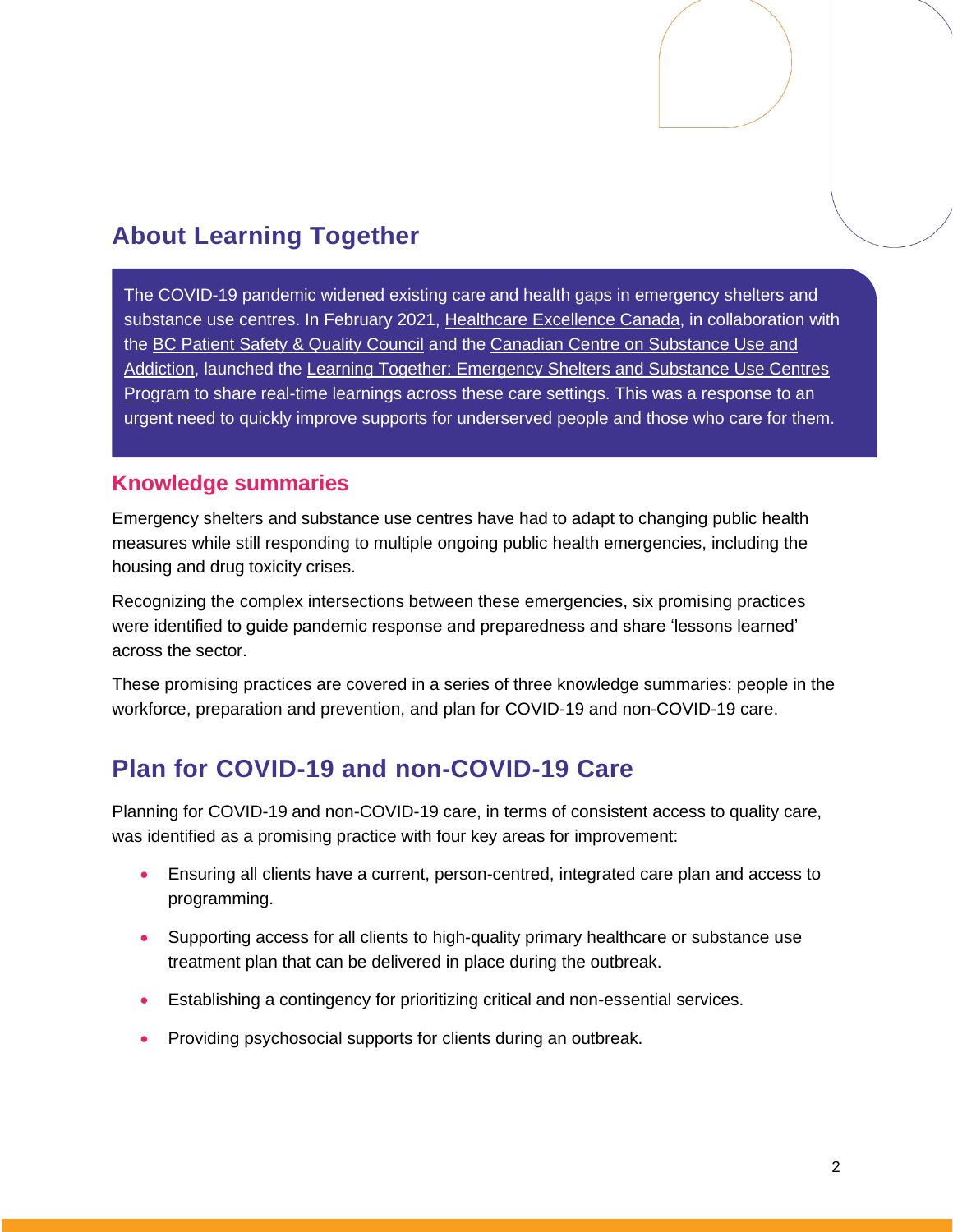## About Learning Together

The COVID-19 pandemic widened existing care and health gaps in emergency shelters and substance use centres. In February 2021, Healthcare Excellence Canada, in collaboration with the BC Patient Safety & Quality Council and the Canadian Centre on Substance Use and Addiction, launched the Learning Together: Emergency Shelters and Substance Use Centres Program to share real-time learnings across these care settings. This was a response to an urgent need to quickly improve supports for underserved people and those who care for them.

### Knowledge summaries

Emergency shelters and substance use centres have had to adapt to changing public health measures while still responding to multiple ongoing public health emergencies, including the housing and drug toxicity crises.

Recognizing the complex intersections between these emergencies, six promising practices were identified to guide pandemic response and preparedness and share 'lessons learned' across the sector.

These promising practices are covered in a series of three knowledge summaries: people in the workforce, preparation and prevention, and plan for COVID-19 and non-COVID-19 care.

## Plan for COVID-19 and non-COVID-19 Care

Planning for COVID-19 and non-COVID-19 care, in terms of consistent access to quality care, was identified as a promising practice with four key areas for improvement:

- Ensuring all clients have a current, person-centred, integrated care plan and access to programming.
- Supporting access for all clients to high-quality primary healthcare or substance use treatment plan that can be delivered in place during the outbreak.
- Establishing a contingency for prioritizing critical and non-essential services.
- Providing psychosocial supports for clients during an outbreak.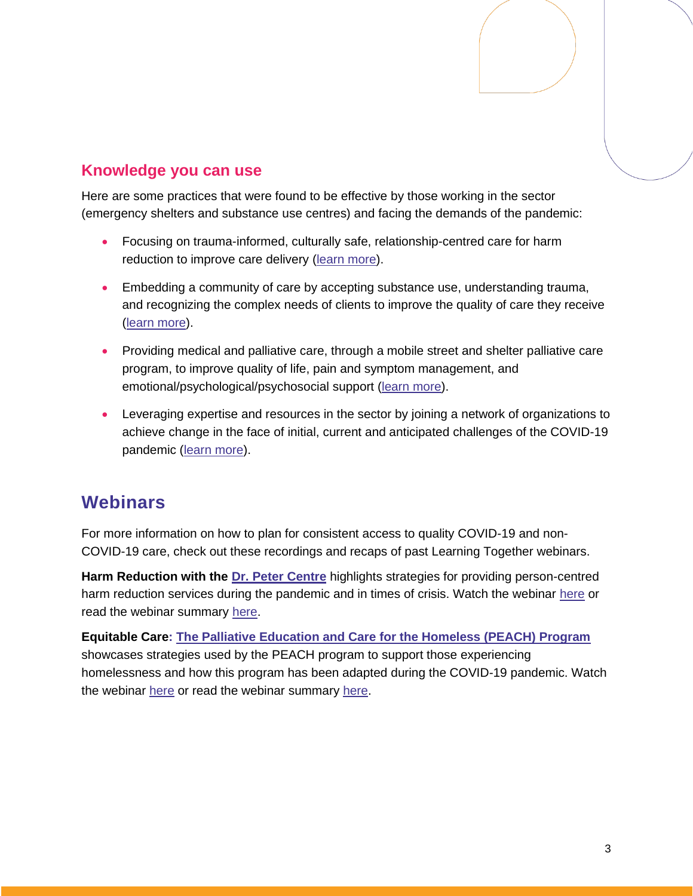## Knowledge you can use

Here are some practices that were found to be effective by those working in the sector (emergency shelters and substance use centres) and facing the demands of the pandemic:

- Focusing on trauma-informed, culturally safe, relationship-centred care for harm reduction to improve care delivery (learn more).
- Embedding a community of care by accepting substance use, understanding trauma, and recognizing the complex needs of clients to improve the quality of care they receive (learn more).
- Providing medical and palliative care, through a mobile street and shelter palliative care program, to improve quality of life, pain and symptom management, and emotional/psychological/psychosocial support (learn more).
- Leveraging expertise and resources in the sector by joining a network of organizations to achieve change in the face of initial, current and anticipated challenges of the COVID-19 pandemic (learn more).

# Webinars

For more information on how to plan for consistent access to quality COVID-19 and non-COVID-19 care, check out these recordings and recaps of past Learning Together webinars.

**Harm Reduction with the Dr. Peter Centre** highlights strategies for providing person-centred harm reduction services during the pandemic and in times of crisis. Watch the webinar here or read the webinar summary here.

**Equitable Care: The Palliative Education and Care for the Homeless (PEACH) Program** showcases strategies used by the PEACH program to support those experiencing homelessness and how this program has been adapted during the COVID-19 pandemic. Watch the webinar here or read the webinar summary here.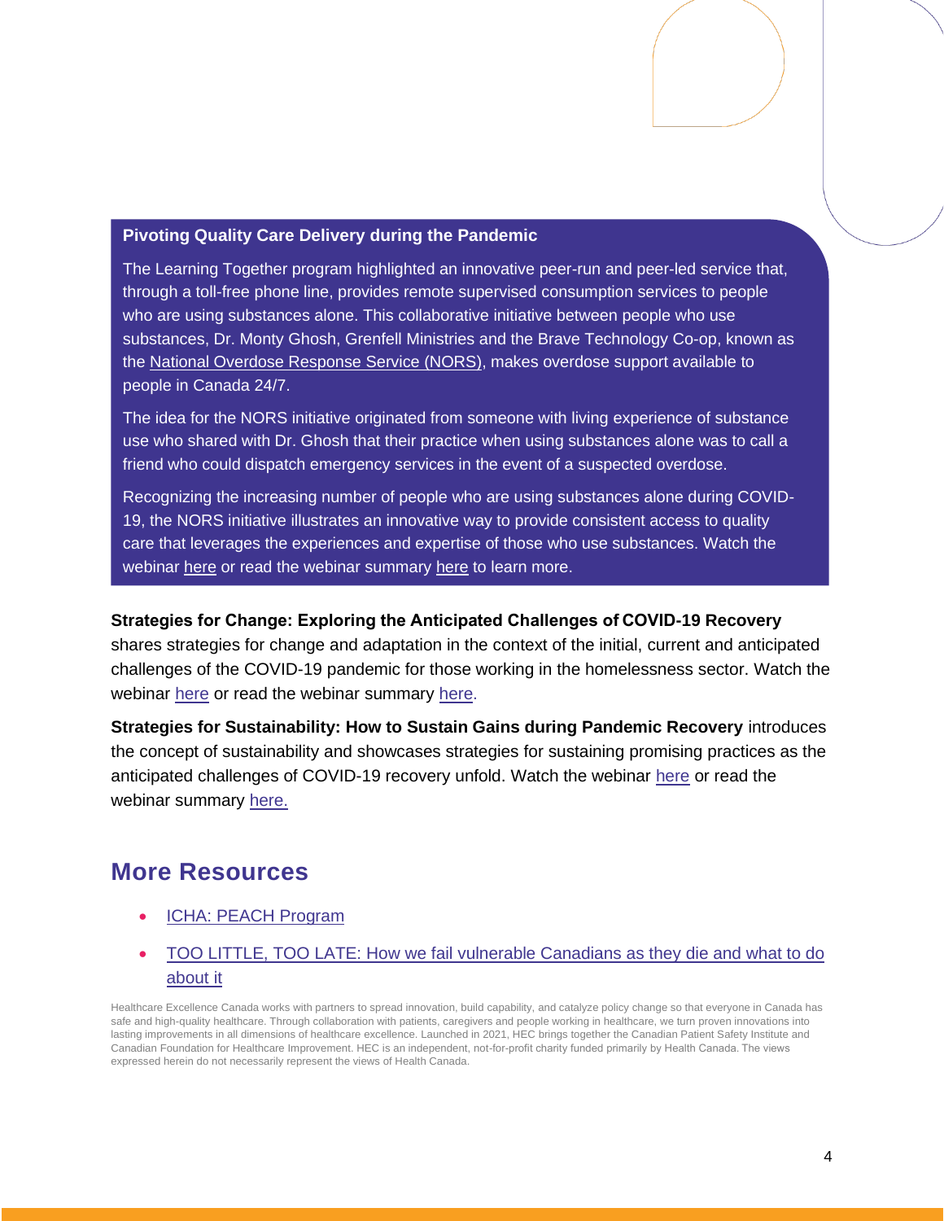**Pivoting Quality Care Delivery during the Pandemic**

The Learning Together program highlighted an innovative peer-run and peer-led service that, through a toll-free phone line, provides remote supervised consumption services to people who are using substances alone. This collaborative initiative between people who use substances, Dr. Monty Ghosh, Grenfell Ministries and the Brave Technology Co-op, known as the National Overdose Response Service (NORS), makes overdose support available to people in Canada 24/7.

The idea for the NORS initiative originated from someone with living experience of substance use who shared with Dr. Ghosh that their practice when using substances alone was to call a friend who could dispatch emergency services in the event of a suspected overdose.

Recognizing the increasing number of people who are using substances alone during COVID-19, the NORS initiative illustrates an innovative way to provide consistent access to quality care that leverages the experiences and expertise of those who use substances. Watch the webinar here or read the webinar summary here to learn more.

**Strategies for Change: Exploring the Anticipated Challenges of COVID-19 Recovery** shares strategies for change and adaptation in the context of the initial, current and anticipated challenges of the COVID-19 pandemic for those working in the homelessness sector. Watch the webinar here or read the webinar summary here.

**Strategies for Sustainability: How to Sustain Gains during Pandemic Recovery** introduces the concept of sustainability and showcases strategies for sustaining promising practices as the anticipated challenges of COVID-19 recovery unfold. Watch the webinar here or read the webinar summary here.

## More Resources

- ICHA: PEACH Program
- TOO LITTLE, TOO LATE: How we fail vulnerable Canadians as they die and what to do about it

Healthcare Excellence Canada works with partners to spread innovation, build capability, and catalyze policy change so that everyone in Canada has safe and high-quality healthcare. Through collaboration with patients, caregivers and people working in healthcare, we turn proven innovations into lasting improvements in all dimensions of healthcare excellence. Launched in 2021, HEC brings together the Canadian Patient Safety Institute and Canadian Foundation for Healthcare Improvement. HEC is an independent, not-for-profit charity funded primarily by Health Canada. The views expressed herein do not necessarily represent the views of Health Canada.